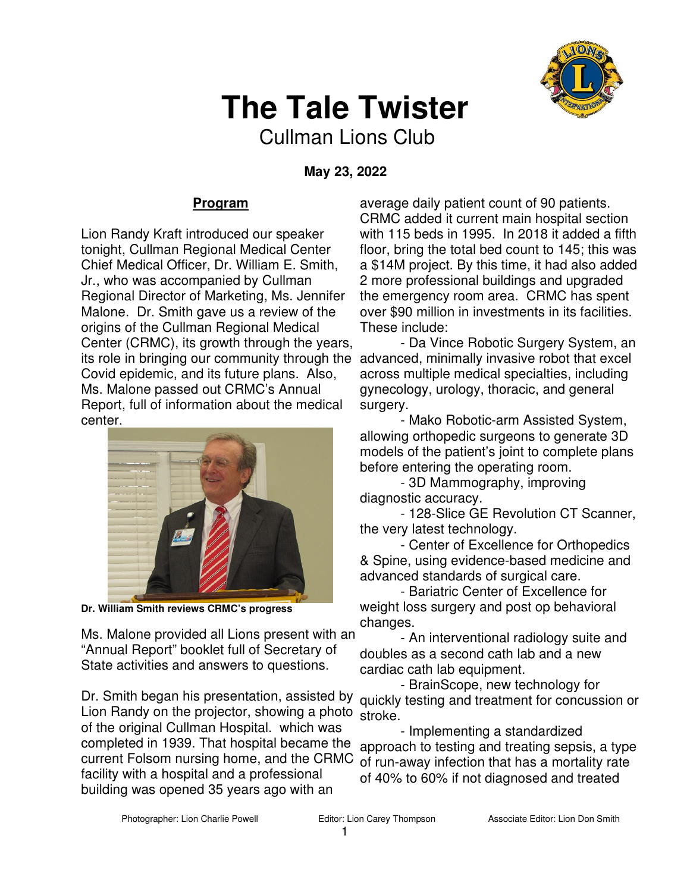# The Tale Twister

Cullman Lions Club

**May 23, 2022**

## Program

Lion Randy Kraft introduced our speaker tonight, Cullman Regional Medical Center Chief Medical Officer, Dr. William E. Smith, Jr., who was accompanied by Cullman Regional Director of Marketing, Ms. Jennifer Malone. Dr. Smith gave us a review of the origins of the Cullman Regional Medical Center (CRMC), its growth through the years, its role in bringing our community through the Covid epidemic, and its future plans. Also, Ms. Malone passed out CRMC's Annual Report, full of information about the medical center.

**Dr. William Smith reviews CRMC's progress**

Ms. Malone provided all Lions present with an "Annual Report" booklet full of Secretary of State activities and answers to questions.

Dr. Smith began his presentation, assisted by Lion Randy on the projector, showing a photo of the original Cullman Hospital. which was completed in 1939. That hospital became the current Folsom nursing home, and the CRMC facility with a hospital and a professional building was opened 35 years ago with an average daily patient count of 90 patients. CRMC added it current main hospital section with 115 beds in 1995. In 2018 it added a fifth floor, bring the total bed count to 145; this was a $14M project. By this time, it had also added 2 more professional buildings and upgraded the emergency room area. CRMC has spent over $90 million in investments in its facilities. These include:

- Da Vince Robotic Surgery System, an advanced, minimally invasive robot that excel across multiple medical specialties, including gynecology, urology, thoracic, and general surgery.
- Mako Robotic-arm Assisted System, allowing orthopedic surgeons to generate 3D models of the patient's joint to complete plans before entering the operating room.
- 3D Mammography, improving diagnostic accuracy.
- 128-Slice GE Revolution CT Scanner, the very latest technology.
- Center of Excellence for Orthopedics & Spine, using evidence-based medicine and advanced standards of surgical care.
- Bariatric Center of Excellence for weight loss surgery and post op behavioral changes.
- An interventional radiology suite and doubles as a second cath lab and a new cardiac cath lab equipment.
- BrainScope, new technology for quickly testing and treatment for concussion or stroke.
- Implementing a standardized approach to testing and treating sepsis, a type of run-away infection that has a mortality rate of 40% to 60% if not diagnosed and treated

Photographer: Lion Charlie Powell | Editor: Lion Carey Thompson | Associate Editor: Lion Don Smith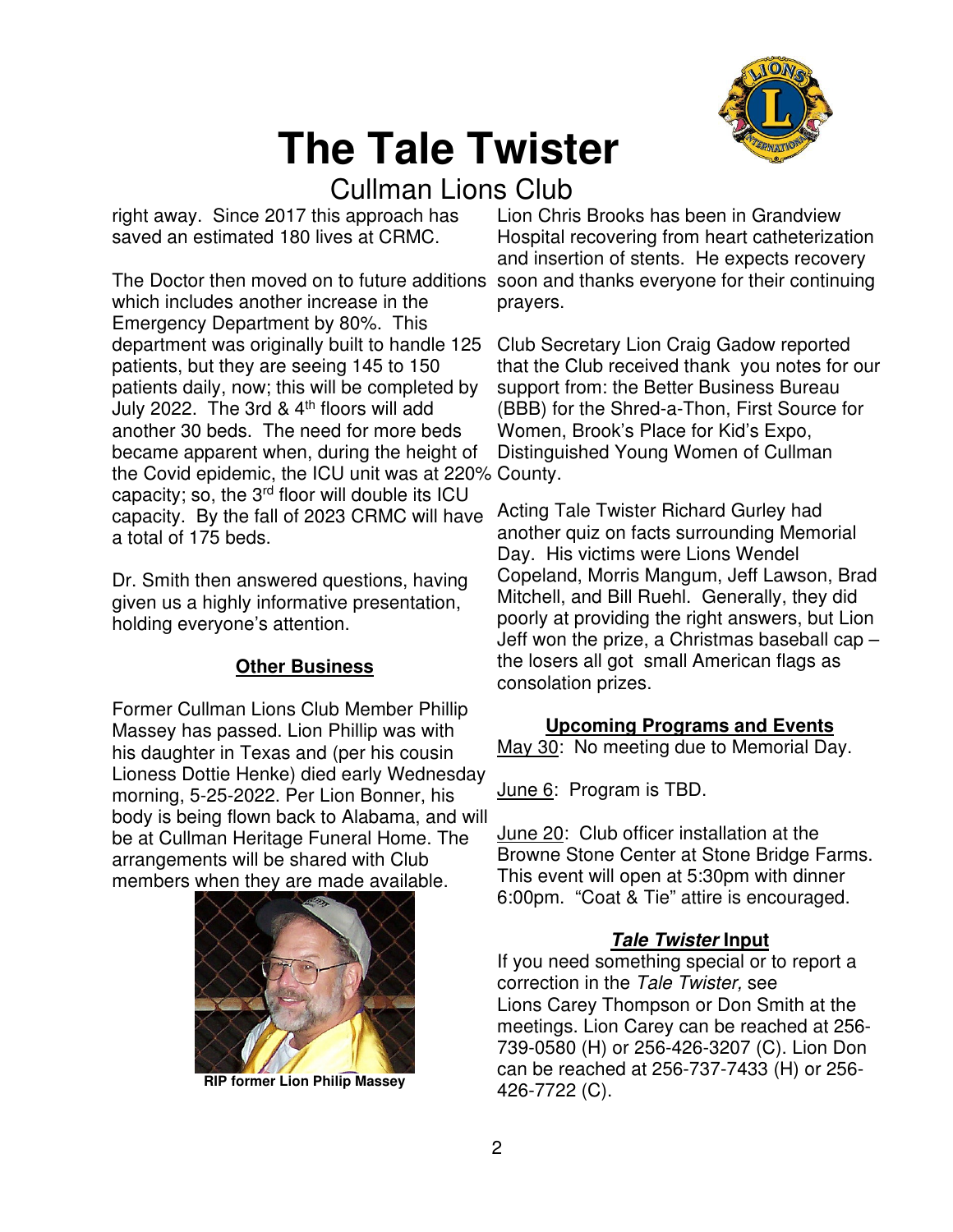# The Tale Twister

Cullman Lions Club

right away. Since 2017 this approach has saved an estimated 180 lives at CRMC.

The Doctor then moved on to future additions which includes another increase in the Emergency Department by 80%. This department was originally built to handle 125 patients, but they are seeing 145 to 150 patients daily, now; this will be completed by July 2022. The 3rd & 4th floors will add another 30 beds. The need for more beds became apparent when, during the height of the Covid epidemic, the ICU unit was at 220% capacity; so, the 3rd floor will double its ICU capacity. By the fall of 2023 CRMC will have a total of 175 beds.

Dr. Smith then answered questions, having given us a highly informative presentation, holding everyone's attention.

## Other Business

Former Cullman Lions Club Member Phillip Massey has passed. Lion Phillip was with his daughter in Texas and (per his cousin Lioness Dottie Henke) died early Wednesday morning, 5-25-2022. Per Lion Bonner, his body is being flown back to Alabama, and will be at Cullman Heritage Funeral Home. The arrangements will be shared with Club members when they are made available.

**RIP former Lion Philip Massey**

Lion Chris Brooks has been in Grandview Hospital recovering from heart catheterization and insertion of stents. He expects recovery soon and thanks everyone for their continuing prayers.

Club Secretary Lion Craig Gadow reported that the Club received thank you notes for our support from: the Better Business Bureau (BBB) for the Shred-a-Thon, First Source for Women, Brook's Place for Kid's Expo, Distinguished Young Women of Cullman County.

Acting Tale Twister Richard Gurley had another quiz on facts surrounding Memorial Day. His victims were Lions Wendel Copeland, Morris Mangum, Jeff Lawson, Brad Mitchell, and Bill Ruehl. Generally, they did poorly at providing the right answers, but Lion Jeff won the prize, a Christmas baseball cap – the losers all got small American flags as consolation prizes.

## Upcoming Programs and Events

May 30: No meeting due to Memorial Day.

June 6: Program is TBD.

June 20: Club officer installation at the Browne Stone Center at Stone Bridge Farms. This event will open at 5:30pm with dinner 6:00pm. "Coat & Tie" attire is encouraged.

## *Tale Twister* Input

If you need something special or to report a correction in the *Tale Twister,* see Lions Carey Thompson or Don Smith at the meetings. Lion Carey can be reached at 256-739-0580 (H) or 256-426-3207 (C). Lion Don can be reached at 256-737-7433 (H) or 256-426-7722 (C).